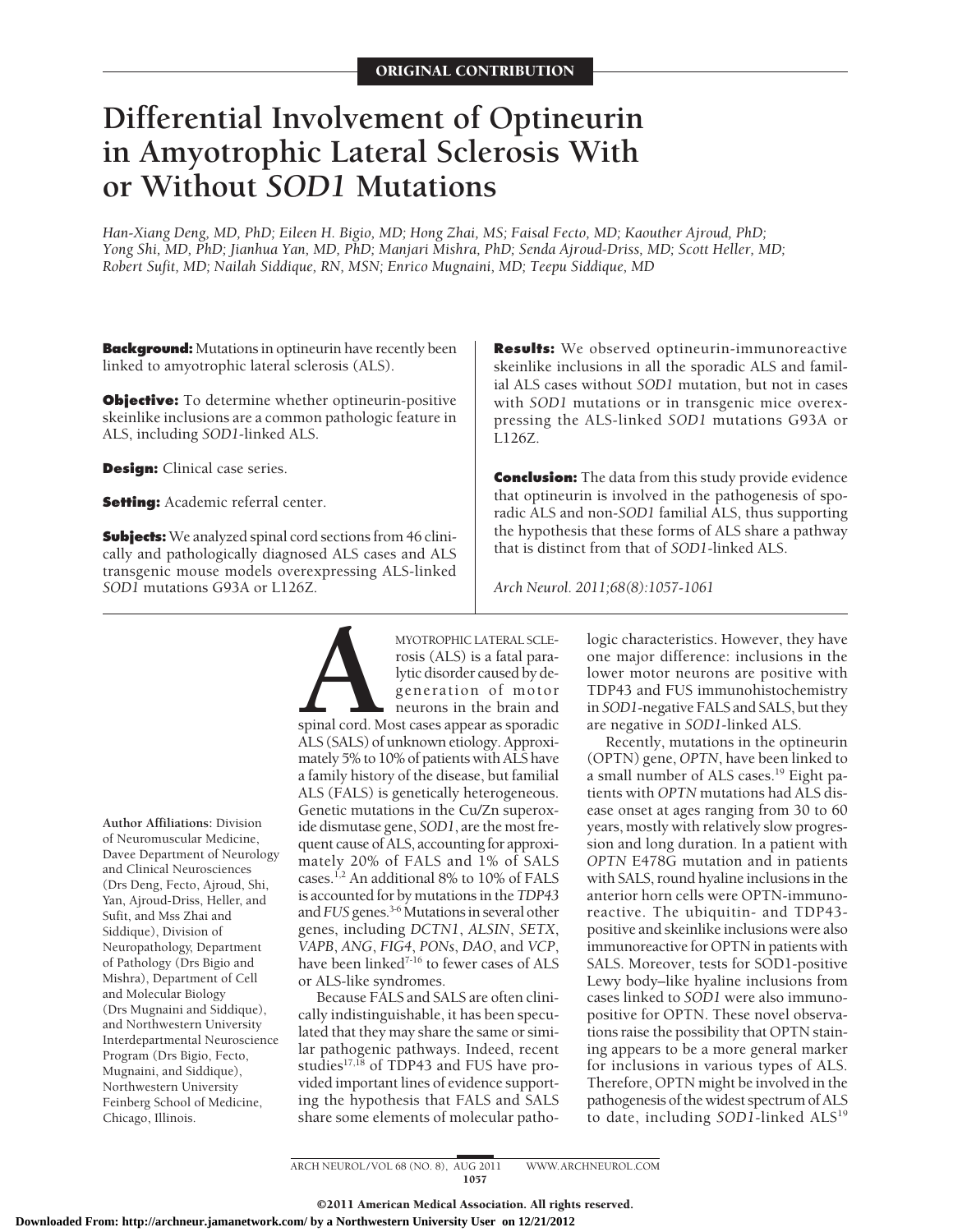ORIGINAL CONTRIBUTION

# Differential Involvement of Optineurin in Amyotrophic Lateral Sclerosis With or Without *SOD1* Mutations

*Han-Xiang Deng, MD, PhD; Eileen H. Bigio, MD; Hong Zhai, MS; Faisal Fecto, MD; Kaouther Ajroud, PhD; Yong Shi, MD, PhD; Jianhua Yan, MD, PhD; Manjari Mishra, PhD; Senda Ajroud-Driss, MD; Scott Heller, MD; Robert Sufit, MD; Nailah Siddique, RN, MSN; Enrico Mugnaini, MD; Teepu Siddique, MD*

**Background:** Mutations in optineurin have recently been linked to amyotrophic lateral sclerosis (ALS).

**Objective:** To determine whether optineurin-positive skeinlike inclusions are a common pathologic feature in ALS, including *SOD1*-linked ALS.

**Design:** Clinical case series.

**Setting:** Academic referral center.

**Subjects:** We analyzed spinal cord sections from 46 clinically and pathologically diagnosed ALS cases and ALS transgenic mouse models overexpressing ALS-linked *SOD1* mutations G93A or L126Z.

**Results:** We observed optineurin-immunoreactive skeinlike inclusions in all the sporadic ALS and familial ALS cases without *SOD1* mutation, but not in cases with *SOD1* mutations or in transgenic mice overexpressing the ALS-linked *SOD1* mutations G93A or L126Z.

**Conclusion:** The data from this study provide evidence that optineurin is involved in the pathogenesis of sporadic ALS and non-*SOD1* familial ALS, thus supporting the hypothesis that these forms of ALS share a pathway that is distinct from that of *SOD1*-linked ALS.

*Arch Neurol. 2011;68(8):1057-1061*

Author Affiliations: Division of Neuromuscular Medicine, Davee Department of Neurology and Clinical Neurosciences (Drs Deng, Fecto, Ajroud, Shi, Yan, Ajroud-Driss, Heller, and Sufit, and Mss Zhai and Siddique), Division of Neuropathology, Department of Pathology (Drs Bigio and Mishra), Department of Cell and Molecular Biology (Drs Mugnaini and Siddique), and Northwestern University Interdepartmental Neuroscience Program (Drs Bigio, Fecto, Mugnaini, and Siddique), Northwestern University Feinberg School of Medicine, Chicago, Illinois.

AMYOTROPHIC LATERAL SCLErosis (ALS) is a fatal paralytic disorder caused by degeneration of motor neurons in the brain and spinal cord. Most cases appear as sporadic ALS (SALS) of unknown etiology. Approximately 5% to 10% of patients with ALS have a family history of the disease, but familial ALS (FALS) is genetically heterogeneous. Genetic mutations in the Cu/Zn superoxide dismutase gene, *SOD1*, are the most frequent cause of ALS, accounting for approximately 20% of FALS and 1% of SALS cases.[1,2] An additional 8% to 10% of FALS is accounted for by mutations in the *TDP43* and *FUS* genes.[3-6] Mutations in several other genes, including *DCTN1*, *ALSIN*, *SETX*, *VAPB*, *ANG*, *FIG4*, *PONs*, *DAO*, and *VCP*, have been linked[7-16] to fewer cases of ALS or ALS-like syndromes.

Because FALS and SALS are often clinically indistinguishable, it has been speculated that they may share the same or similar pathogenic pathways. Indeed, recent studies[17,18] of TDP43 and FUS have provided important lines of evidence supporting the hypothesis that FALS and SALS share some elements of molecular pathologic characteristics. However, they have one major difference: inclusions in the lower motor neurons are positive with TDP43 and FUS immunohistochemistry in *SOD1*-negative FALS and SALS, but they are negative in *SOD1*-linked ALS.

Recently, mutations in the optineurin (OPTN) gene, *OPTN*, have been linked to a small number of ALS cases.[19] Eight patients with *OPTN* mutations had ALS disease onset at ages ranging from 30 to 60 years, mostly with relatively slow progression and long duration. In a patient with *OPTN* E478G mutation and in patients with SALS, round hyaline inclusions in the anterior horn cells were OPTN-immunoreactive. The ubiquitin- and TDP43-positive and skeinlike inclusions were also immunoreactive for OPTN in patients with SALS. Moreover, tests for SOD1-positive Lewy body–like hyaline inclusions from cases linked to *SOD1* were also immunopositive for OPTN. These novel observations raise the possibility that OPTN staining appears to be a more general marker for inclusions in various types of ALS. Therefore, OPTN might be involved in the pathogenesis of the widest spectrum of ALS to date, including *SOD1*-linked ALS[19]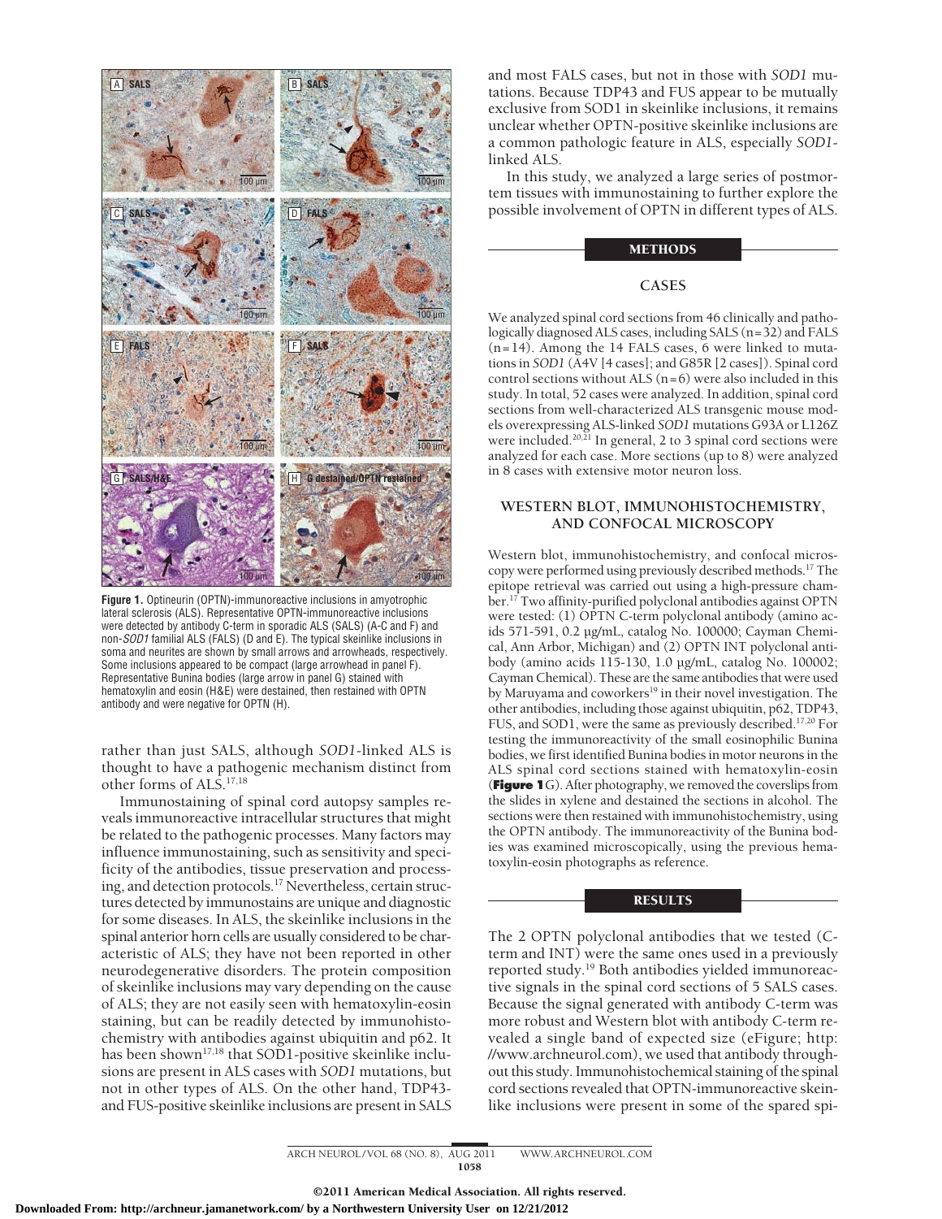**Figure 1.** Optineurin (OPTN)-immunoreactive inclusions in amyotrophic lateral sclerosis (ALS). Representative OPTN-immunoreactive inclusions were detected by antibody C-term in sporadic ALS (SALS) (A-C and F) and non-*SOD1* familial ALS (FALS) (D and E). The typical skeinlike inclusions in soma and neurites are shown by small arrows and arrowheads, respectively. Some inclusions appeared to be compact (large arrowhead in panel F). Representative Bunina bodies (large arrow in panel G) stained with hematoxylin and eosin (H&E) were destained, then restained with OPTN antibody and were negative for OPTN (H).

rather than just SALS, although *SOD1*-linked ALS is thought to have a pathogenic mechanism distinct from other forms of ALS.[17,18]

Immunostaining of spinal cord autopsy samples reveals immunoreactive intracellular structures that might be related to the pathogenic processes. Many factors may influence immunostaining, such as sensitivity and specificity of the antibodies, tissue preservation and processing, and detection protocols.[17] Nevertheless, certain structures detected by immunostains are unique and diagnostic for some diseases. In ALS, the skeinlike inclusions in the spinal anterior horn cells are usually considered to be characteristic of ALS; they have not been reported in other neurodegenerative disorders. The protein composition of skeinlike inclusions may vary depending on the cause of ALS; they are not easily seen with hematoxylin-eosin staining, but can be readily detected by immunohistochemistry with antibodies against ubiquitin and p62. It has been shown[17,18] that SOD1-positive skeinlike inclusions are present in ALS cases with *SOD1* mutations, but not in other types of ALS. On the other hand, TDP43- and FUS-positive skeinlike inclusions are present in SALS and most FALS cases, but not in those with *SOD1* mutations. Because TDP43 and FUS appear to be mutually exclusive from SOD1 in skeinlike inclusions, it remains unclear whether OPTN-positive skeinlike inclusions are a common pathologic feature in ALS, especially *SOD1*-linked ALS.

In this study, we analyzed a large series of postmortem tissues with immunostaining to further explore the possible involvement of OPTN in different types of ALS.

## METHODS

### CASES

We analyzed spinal cord sections from 46 clinically and pathologically diagnosed ALS cases, including SALS (n=32) and FALS (n=14). Among the 14 FALS cases, 6 were linked to mutations in *SOD1* (A4V [4 cases]; and G85R [2 cases]). Spinal cord control sections without ALS (n=6) were also included in this study. In total, 52 cases were analyzed. In addition, spinal cord sections from well-characterized ALS transgenic mouse models overexpressing ALS-linked *SOD1* mutations G93A or L126Z were included.[20,21] In general, 2 to 3 spinal cord sections were analyzed for each case. More sections (up to 8) were analyzed in 8 cases with extensive motor neuron loss.

### WESTERN BLOT, IMMUNOHISTOCHEMISTRY, AND CONFOCAL MICROSCOPY

Western blot, immunohistochemistry, and confocal microscopy were performed using previously described methods.[17] The epitope retrieval was carried out using a high-pressure chamber.[17] Two affinity-purified polyclonal antibodies against OPTN were tested: (1) OPTN C-term polyclonal antibody (amino acids 571-591, 0.2 μg/mL, catalog No. 100000; Cayman Chemical, Ann Arbor, Michigan) and (2) OPTN INT polyclonal antibody (amino acids 115-130, 1.0 μg/mL, catalog No. 100002; Cayman Chemical). These are the same antibodies that were used by Maruyama and coworkers[19] in their novel investigation. The other antibodies, including those against ubiquitin, p62, TDP43, FUS, and SOD1, were the same as previously described.[17,20] For testing the immunoreactivity of the small eosinophilic Bunina bodies, we first identified Bunina bodies in motor neurons in the ALS spinal cord sections stained with hematoxylin-eosin (**Figure 1**G). After photography, we removed the coverslips from the slides in xylene and destained the sections in alcohol. The sections were then restained with immunohistochemistry, using the OPTN antibody. The immunoreactivity of the Bunina bodies was examined microscopically, using the previous hematoxylin-eosin photographs as reference.

## RESULTS

The 2 OPTN polyclonal antibodies that we tested (C-term and INT) were the same ones used in a previously reported study.[19] Both antibodies yielded immunoreactive signals in the spinal cord sections of 5 SALS cases. Because the signal generated with antibody C-term was more robust and Western blot with antibody C-term revealed a single band of expected size (eFigure; http://www.archneurol.com), we used that antibody throughout this study. Immunohistochemical staining of the spinal cord sections revealed that OPTN-immunoreactive skeinlike inclusions were present in some of the spared spi-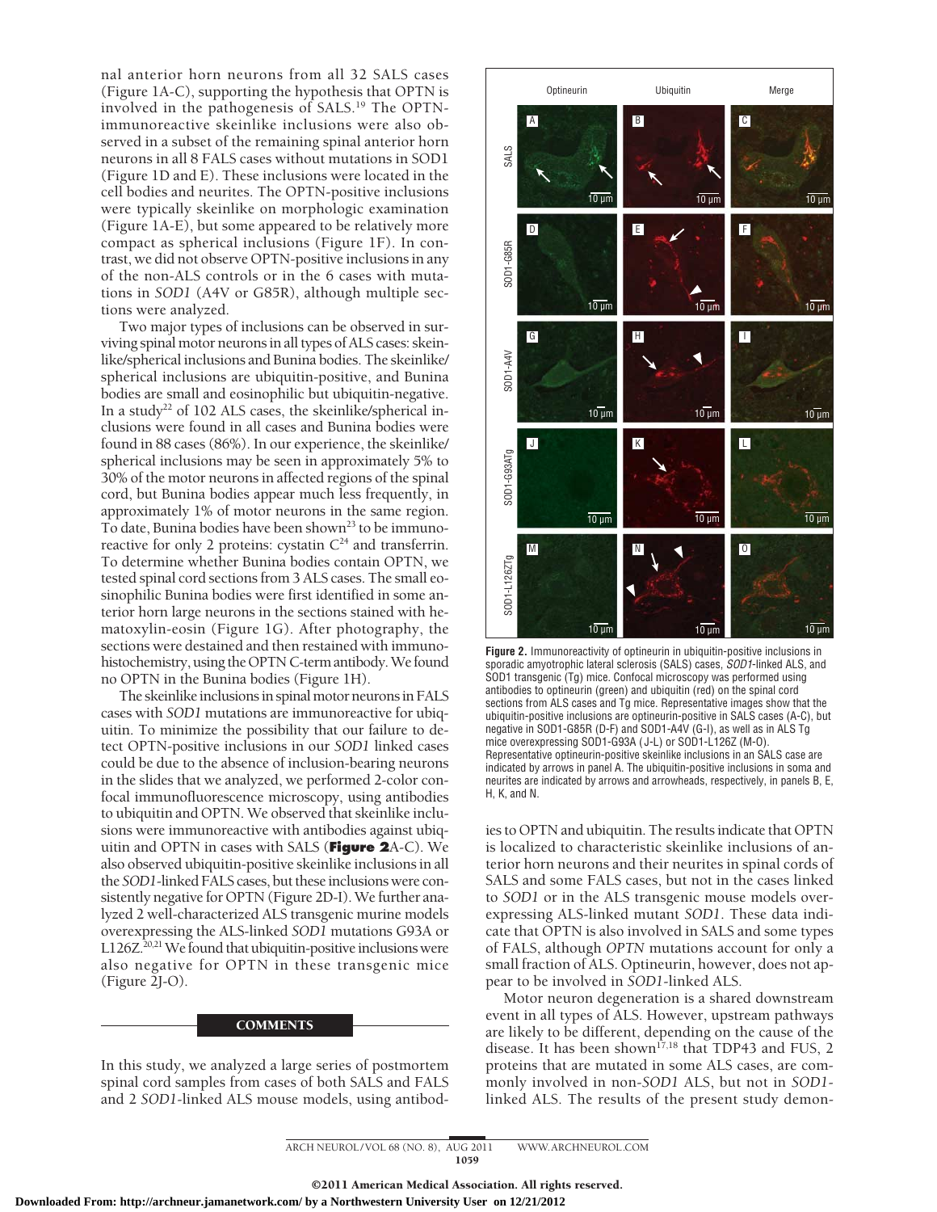nal anterior horn neurons from all 32 SALS cases (Figure 1A-C), supporting the hypothesis that OPTN is involved in the pathogenesis of SALS.[19] The OPTN-immunoreactive skeinlike inclusions were also observed in a subset of the remaining spinal anterior horn neurons in all 8 FALS cases without mutations in SOD1 (Figure 1D and E). These inclusions were located in the cell bodies and neurites. The OPTN-positive inclusions were typically skeinlike on morphologic examination (Figure 1A-E), but some appeared to be relatively more compact as spherical inclusions (Figure 1F). In contrast, we did not observe OPTN-positive inclusions in any of the non-ALS controls or in the 6 cases with mutations in *SOD1* (A4V or G85R), although multiple sections were analyzed.

Two major types of inclusions can be observed in surviving spinal motor neurons in all types of ALS cases: skeinlike/spherical inclusions and Bunina bodies. The skeinlike/spherical inclusions are ubiquitin-positive, and Bunina bodies are small and eosinophilic but ubiquitin-negative. In a study[22] of 102 ALS cases, the skeinlike/spherical inclusions were found in all cases and Bunina bodies were found in 88 cases (86%). In our experience, the skeinlike/spherical inclusions may be seen in approximately 5% to 30% of the motor neurons in affected regions of the spinal cord, but Bunina bodies appear much less frequently, in approximately 1% of motor neurons in the same region. To date, Bunina bodies have been shown[23] to be immunoreactive for only 2 proteins: cystatin C[24] and transferrin. To determine whether Bunina bodies contain OPTN, we tested spinal cord sections from 3 ALS cases. The small eosinophilic Bunina bodies were first identified in some anterior horn large neurons in the sections stained with hematoxylin-eosin (Figure 1G). After photography, the sections were destained and then restained with immunohistochemistry, using the OPTN C-term antibody. We found no OPTN in the Bunina bodies (Figure 1H).

The skeinlike inclusions in spinal motor neurons in FALS cases with *SOD1* mutations are immunoreactive for ubiquitin. To minimize the possibility that our failure to detect OPTN-positive inclusions in our *SOD1* linked cases could be due to the absence of inclusion-bearing neurons in the slides that we analyzed, we performed 2-color confocal immunofluorescence microscopy, using antibodies to ubiquitin and OPTN. We observed that skeinlike inclusions were immunoreactive with antibodies against ubiquitin and OPTN in cases with SALS (**Figure 2**A-C). We also observed ubiquitin-positive skeinlike inclusions in all the *SOD1*-linked FALS cases, but these inclusions were consistently negative for OPTN (Figure 2D-I). We further analyzed 2 well-characterized ALS transgenic murine models overexpressing the ALS-linked *SOD1* mutations G93A or L126Z.[20,21] We found that ubiquitin-positive inclusions were also negative for OPTN in these transgenic mice (Figure 2J-O).

**Figure 2.** Immunoreactivity of optineurin in ubiquitin-positive inclusions in sporadic amyotrophic lateral sclerosis (SALS) cases, *SOD1*-linked ALS, and SOD1 transgenic (Tg) mice. Confocal microscopy was performed using antibodies to optineurin (green) and ubiquitin (red) on the spinal cord sections from ALS cases and Tg mice. Representative images show that the ubiquitin-positive inclusions are optineurin-positive in SALS cases (A-C), but negative in SOD1-G85R (D-F) and SOD1-A4V (G-I), as well as in ALS Tg mice overexpressing SOD1-G93A (J-L) or SOD1-L126Z (M-O). Representative optineurin-positive skeinlike inclusions in an SALS case are indicated by arrows in panel A. The ubiquitin-positive inclusions in soma and neurites are indicated by arrows and arrowheads, respectively, in panels B, E, H, K, and N.

## COMMENTS

In this study, we analyzed a large series of postmortem spinal cord samples from cases of both SALS and FALS and 2 *SOD1*-linked ALS mouse models, using antibodies to OPTN and ubiquitin. The results indicate that OPTN is localized to characteristic skeinlike inclusions of anterior horn neurons and their neurites in spinal cords of SALS and some FALS cases, but not in the cases linked to *SOD1* or in the ALS transgenic mouse models overexpressing ALS-linked mutant *SOD1*. These data indicate that OPTN is also involved in SALS and some types of FALS, although *OPTN* mutations account for only a small fraction of ALS. Optineurin, however, does not appear to be involved in *SOD1*-linked ALS.

Motor neuron degeneration is a shared downstream event in all types of ALS. However, upstream pathways are likely to be different, depending on the cause of the disease. It has been shown[17,18] that TDP43 and FUS, 2 proteins that are mutated in some ALS cases, are commonly involved in non-*SOD1* ALS, but not in *SOD1*-linked ALS. The results of the present study demon-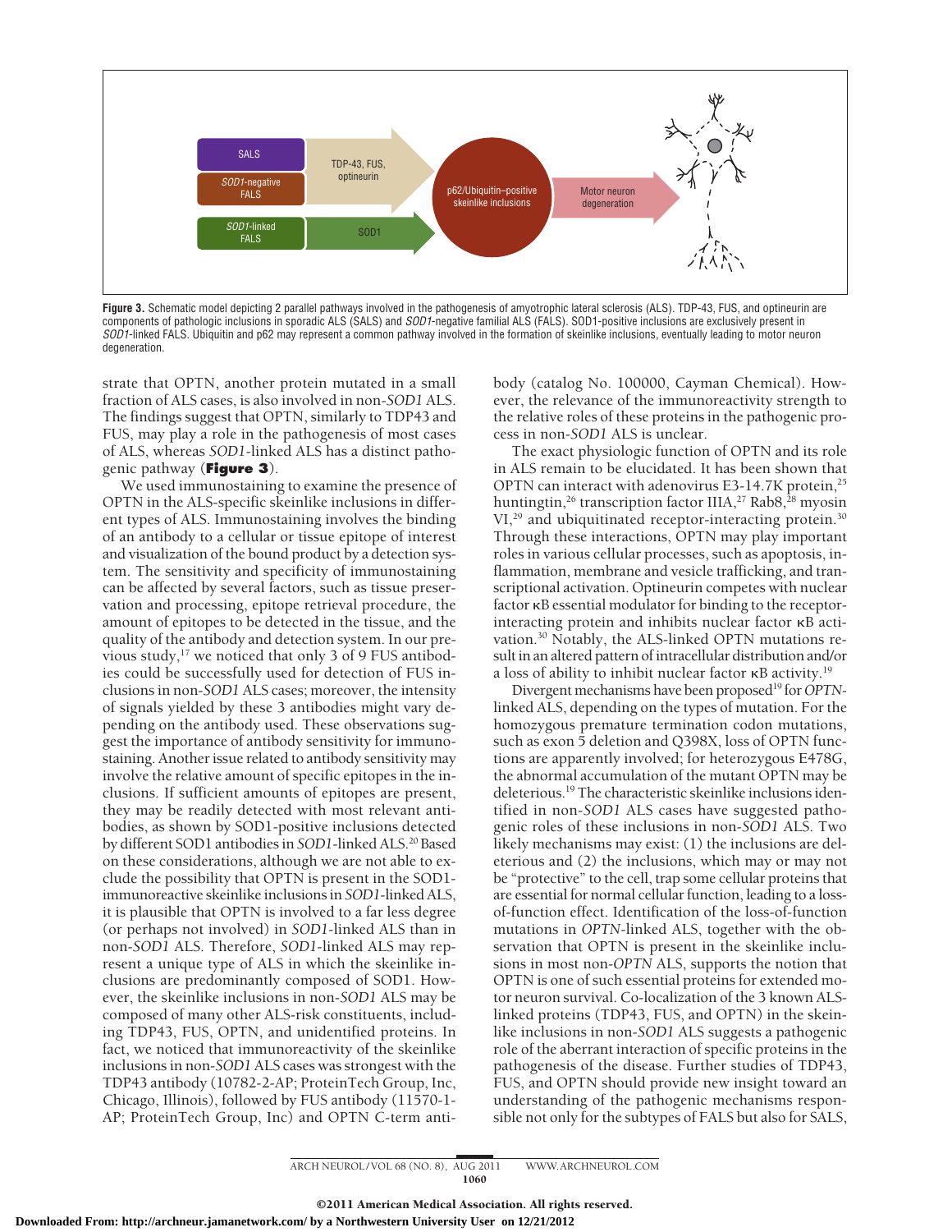Figure 3. Schematic model depicting 2 parallel pathways involved in the pathogenesis of amyotrophic lateral sclerosis (ALS). TDP-43, FUS, and optineurin are components of pathologic inclusions in sporadic ALS (SALS) and *SOD1*-negative familial ALS (FALS). SOD1-positive inclusions are exclusively present in *SOD1*-linked FALS. Ubiquitin and p62 may represent a common pathway involved in the formation of skeinlike inclusions, eventually leading to motor neuron degeneration.

strate that OPTN, another protein mutated in a small fraction of ALS cases, is also involved in non-*SOD1* ALS. The findings suggest that OPTN, similarly to TDP43 and FUS, may play a role in the pathogenesis of most cases of ALS, whereas *SOD1*-linked ALS has a distinct pathogenic pathway (**Figure 3**).

We used immunostaining to examine the presence of OPTN in the ALS-specific skeinlike inclusions in different types of ALS. Immunostaining involves the binding of an antibody to a cellular or tissue epitope of interest and visualization of the bound product by a detection system. The sensitivity and specificity of immunostaining can be affected by several factors, such as tissue preservation and processing, epitope retrieval procedure, the amount of epitopes to be detected in the tissue, and the quality of the antibody and detection system. In our previous study,[17] we noticed that only 3 of 9 FUS antibodies could be successfully used for detection of FUS inclusions in non-*SOD1* ALS cases; moreover, the intensity of signals yielded by these 3 antibodies might vary depending on the antibody used. These observations suggest the importance of antibody sensitivity for immunostaining. Another issue related to antibody sensitivity may involve the relative amount of specific epitopes in the inclusions. If sufficient amounts of epitopes are present, they may be readily detected with most relevant antibodies, as shown by SOD1-positive inclusions detected by different SOD1 antibodies in *SOD1*-linked ALS.[20] Based on these considerations, although we are not able to exclude the possibility that OPTN is present in the SOD1-immunoreactive skeinlike inclusions in *SOD1*-linked ALS, it is plausible that OPTN is involved to a far less degree (or perhaps not involved) in *SOD1*-linked ALS than in non-*SOD1* ALS. Therefore, *SOD1*-linked ALS may represent a unique type of ALS in which the skeinlike inclusions are predominantly composed of SOD1. However, the skeinlike inclusions in non-*SOD1* ALS may be composed of many other ALS-risk constituents, including TDP43, FUS, OPTN, and unidentified proteins. In fact, we noticed that immunoreactivity of the skeinlike inclusions in non-*SOD1* ALS cases was strongest with the TDP43 antibody (10782-2-AP; ProteinTech Group, Inc, Chicago, Illinois), followed by FUS antibody (11570-1-AP; ProteinTech Group, Inc) and OPTN C-term antibody (catalog No. 100000, Cayman Chemical). However, the relevance of the immunoreactivity strength to the relative roles of these proteins in the pathogenic process in non-*SOD1* ALS is unclear.

The exact physiologic function of OPTN and its role in ALS remain to be elucidated. It has been shown that OPTN can interact with adenovirus E3-14.7K protein,[25] huntingtin,[26] transcription factor IIIA,[27] Rab8,[28] myosin VI,[29] and ubiquitinated receptor-interacting protein.[30] Through these interactions, OPTN may play important roles in various cellular processes, such as apoptosis, inflammation, membrane and vesicle trafficking, and transcriptional activation. Optineurin competes with nuclear factor κB essential modulator for binding to the receptor-interacting protein and inhibits nuclear factor κB activation.[30] Notably, the ALS-linked OPTN mutations result in an altered pattern of intracellular distribution and/or a loss of ability to inhibit nuclear factor κB activity.[19]

Divergent mechanisms have been proposed[19] for *OPTN*-linked ALS, depending on the types of mutation. For the homozygous premature termination codon mutations, such as exon 5 deletion and Q398X, loss of OPTN functions are apparently involved; for heterozygous E478G, the abnormal accumulation of the mutant OPTN may be deleterious.[19] The characteristic skeinlike inclusions identified in non-*SOD1* ALS cases have suggested pathogenic roles of these inclusions in non-*SOD1* ALS. Two likely mechanisms may exist: (1) the inclusions are deleterious and (2) the inclusions, which may or may not be "protective" to the cell, trap some cellular proteins that are essential for normal cellular function, leading to a loss-of-function effect. Identification of the loss-of-function mutations in *OPTN*-linked ALS, together with the observation that OPTN is present in the skeinlike inclusions in most non-*OPTN* ALS, supports the notion that OPTN is one of such essential proteins for extended motor neuron survival. Co-localization of the 3 known ALS-linked proteins (TDP43, FUS, and OPTN) in the skeinlike inclusions in non-*SOD1* ALS suggests a pathogenic role of the aberrant interaction of specific proteins in the pathogenesis of the disease. Further studies of TDP43, FUS, and OPTN should provide new insight toward an understanding of the pathogenic mechanisms responsible not only for the subtypes of FALS but also for SALS,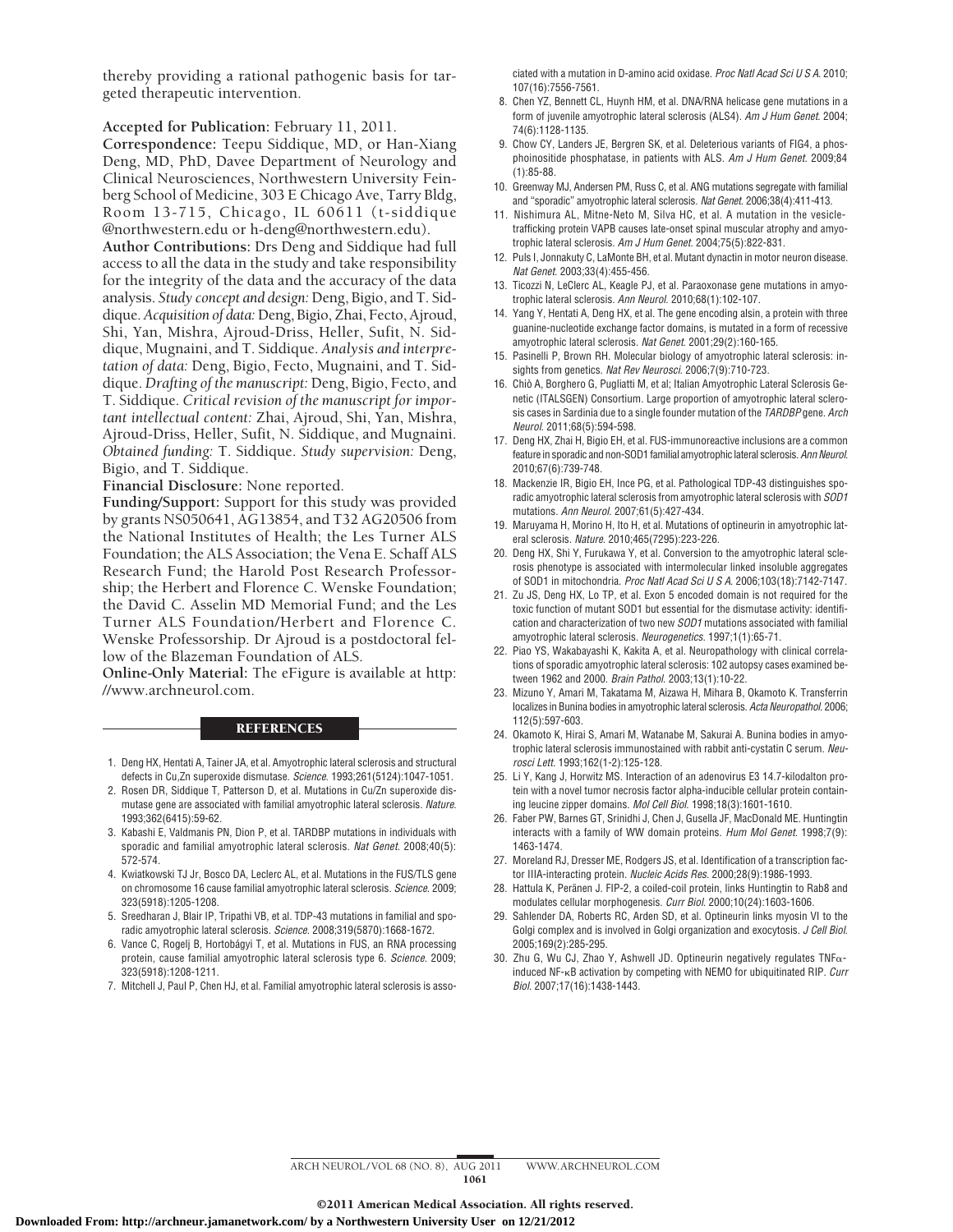thereby providing a rational pathogenic basis for targeted therapeutic intervention.

**Accepted for Publication:** February 11, 2011.

**Correspondence:** Teepu Siddique, MD, or Han-Xiang Deng, MD, PhD, Davee Department of Neurology and Clinical Neurosciences, Northwestern University Feinberg School of Medicine, 303 E Chicago Ave, Tarry Bldg, Room 13-715, Chicago, IL 60611 (t-siddique@northwestern.edu or h-deng@northwestern.edu).

**Author Contributions:** Drs Deng and Siddique had full access to all the data in the study and take responsibility for the integrity of the data and the accuracy of the data analysis. *Study concept and design:* Deng, Bigio, and T. Siddique. *Acquisition of data:* Deng, Bigio, Zhai, Fecto, Ajroud, Shi, Yan, Mishra, Ajroud-Driss, Heller, Sufit, N. Siddique, Mugnaini, and T. Siddique. *Analysis and interpretation of data:* Deng, Bigio, Fecto, Mugnaini, and T. Siddique. *Drafting of the manuscript:* Deng, Bigio, Fecto, and T. Siddique. *Critical revision of the manuscript for important intellectual content:* Zhai, Ajroud, Shi, Yan, Mishra, Ajroud-Driss, Heller, Sufit, N. Siddique, and Mugnaini. *Obtained funding:* T. Siddique. *Study supervision:* Deng, Bigio, and T. Siddique.

**Financial Disclosure:** None reported.

**Funding/Support:** Support for this study was provided by grants NS050641, AG13854, and T32 AG20506 from the National Institutes of Health; the Les Turner ALS Foundation; the ALS Association; the Vena E. Schaff ALS Research Fund; the Harold Post Research Professorship; the Herbert and Florence C. Wenske Foundation; the David C. Asselin MD Memorial Fund; and the Les Turner ALS Foundation/Herbert and Florence C. Wenske Professorship. Dr Ajroud is a postdoctoral fellow of the Blazeman Foundation of ALS.

**Online-Only Material:** The eFigure is available at http://www.archneurol.com.

## REFERENCES

1. Deng HX, Hentati A, Tainer JA, et al. Amyotrophic lateral sclerosis and structural defects in Cu,Zn superoxide dismutase. *Science*. 1993;261(5124):1047-1051.
2. Rosen DR, Siddique T, Patterson D, et al. Mutations in Cu/Zn superoxide dismutase gene are associated with familial amyotrophic lateral sclerosis. *Nature*. 1993;362(6415):59-62.
3. Kabashi E, Valdmanis PN, Dion P, et al. TARDBP mutations in individuals with sporadic and familial amyotrophic lateral sclerosis. *Nat Genet*. 2008;40(5):572-574.
4. Kwiatkowski TJ Jr, Bosco DA, Leclerc AL, et al. Mutations in the FUS/TLS gene on chromosome 16 cause familial amyotrophic lateral sclerosis. *Science*. 2009;323(5918):1205-1208.
5. Sreedharan J, Blair IP, Tripathi VB, et al. TDP-43 mutations in familial and sporadic amyotrophic lateral sclerosis. *Science*. 2008;319(5870):1668-1672.
6. Vance C, Rogelj B, Hortobágyi T, et al. Mutations in FUS, an RNA processing protein, cause familial amyotrophic lateral sclerosis type 6. *Science*. 2009;323(5918):1208-1211.
7. Mitchell J, Paul P, Chen HJ, et al. Familial amyotrophic lateral sclerosis is associated with a mutation in D-amino acid oxidase. *Proc Natl Acad Sci U S A*. 2010;107(16):7556-7561.
8. Chen YZ, Bennett CL, Huynh HM, et al. DNA/RNA helicase gene mutations in a form of juvenile amyotrophic lateral sclerosis (ALS4). *Am J Hum Genet*. 2004;74(6):1128-1135.
9. Chow CY, Landers JE, Bergren SK, et al. Deleterious variants of FIG4, a phosphoinositide phosphatase, in patients with ALS. *Am J Hum Genet*. 2009;84(1):85-88.
10. Greenway MJ, Andersen PM, Russ C, et al. ANG mutations segregate with familial and "sporadic" amyotrophic lateral sclerosis. *Nat Genet*. 2006;38(4):411-413.
11. Nishimura AL, Mitne-Neto M, Silva HC, et al. A mutation in the vesicle-trafficking protein VAPB causes late-onset spinal muscular atrophy and amyotrophic lateral sclerosis. *Am J Hum Genet*. 2004;75(5):822-831.
12. Puls I, Jonnakuty C, LaMonte BH, et al. Mutant dynactin in motor neuron disease. *Nat Genet*. 2003;33(4):455-456.
13. Ticozzi N, LeClerc AL, Keagle PJ, et al. Paraoxonase gene mutations in amyotrophic lateral sclerosis. *Ann Neurol*. 2010;68(1):102-107.
14. Yang Y, Hentati A, Deng HX, et al. The gene encoding alsin, a protein with three guanine-nucleotide exchange factor domains, is mutated in a form of recessive amyotrophic lateral sclerosis. *Nat Genet*. 2001;29(2):160-165.
15. Pasinelli P, Brown RH. Molecular biology of amyotrophic lateral sclerosis: insights from genetics. *Nat Rev Neurosci*. 2006;7(9):710-723.
16. Chiò A, Borghero G, Pugliatti M, et al; Italian Amyotrophic Lateral Sclerosis Genetic (ITALSGEN) Consortium. Large proportion of amyotrophic lateral sclerosis cases in Sardinia due to a single founder mutation of the *TARDBP* gene. *Arch Neurol*. 2011;68(5):594-598.
17. Deng HX, Zhai H, Bigio EH, et al. FUS-immunoreactive inclusions are a common feature in sporadic and non-SOD1 familial amyotrophic lateral sclerosis. *Ann Neurol*. 2010;67(6):739-748.
18. Mackenzie IR, Bigio EH, Ince PG, et al. Pathological TDP-43 distinguishes sporadic amyotrophic lateral sclerosis from amyotrophic lateral sclerosis with *SOD1* mutations. *Ann Neurol*. 2007;61(5):427-434.
19. Maruyama H, Morino H, Ito H, et al. Mutations of optineurin in amyotrophic lateral sclerosis. *Nature*. 2010;465(7295):223-226.
20. Deng HX, Shi Y, Furukawa Y, et al. Conversion to the amyotrophic lateral sclerosis phenotype is associated with intermolecular linked insoluble aggregates of SOD1 in mitochondria. *Proc Natl Acad Sci U S A*. 2006;103(18):7142-7147.
21. Zu JS, Deng HX, Lo TP, et al. Exon 5 encoded domain is not required for the toxic function of mutant SOD1 but essential for the dismutase activity: identification and characterization of two new *SOD1* mutations associated with familial amyotrophic lateral sclerosis. *Neurogenetics*. 1997;1(1):65-71.
22. Piao YS, Wakabayashi K, Kakita A, et al. Neuropathology with clinical correlations of sporadic amyotrophic lateral sclerosis: 102 autopsy cases examined between 1962 and 2000. *Brain Pathol*. 2003;13(1):10-22.
23. Mizuno Y, Amari M, Takatama M, Aizawa H, Mihara B, Okamoto K. Transferrin localizes in Bunina bodies in amyotrophic lateral sclerosis. *Acta Neuropathol*. 2006;112(5):597-603.
24. Okamoto K, Hirai S, Amari M, Watanabe M, Sakurai A. Bunina bodies in amyotrophic lateral sclerosis immunostained with rabbit anti-cystatin C serum. *Neurosci Lett*. 1993;162(1-2):125-128.
25. Li Y, Kang J, Horwitz MS. Interaction of an adenovirus E3 14.7-kilodalton protein with a novel tumor necrosis factor alpha-inducible cellular protein containing leucine zipper domains. *Mol Cell Biol*. 1998;18(3):1601-1610.
26. Faber PW, Barnes GT, Srinidhi J, Chen J, Gusella JF, MacDonald ME. Huntingtin interacts with a family of WW domain proteins. *Hum Mol Genet*. 1998;7(9):1463-1474.
27. Moreland RJ, Dresser ME, Rodgers JS, et al. Identification of a transcription factor IIIA-interacting protein. *Nucleic Acids Res*. 2000;28(9):1986-1993.
28. Hattula K, Peränen J. FIP-2, a coiled-coil protein, links Huntingtin to Rab8 and modulates cellular morphogenesis. *Curr Biol*. 2000;10(24):1603-1606.
29. Sahlender DA, Roberts RC, Arden SD, et al. Optineurin links myosin VI to the Golgi complex and is involved in Golgi organization and exocytosis. *J Cell Biol*. 2005;169(2):285-295.
30. Zhu G, Wu CJ, Zhao Y, Ashwell JD. Optineurin negatively regulates TNF$\alpha$-induced NF-$\kappa$B activation by competing with NEMO for ubiquitinated RIP. *Curr Biol*. 2007;17(16):1438-1443.